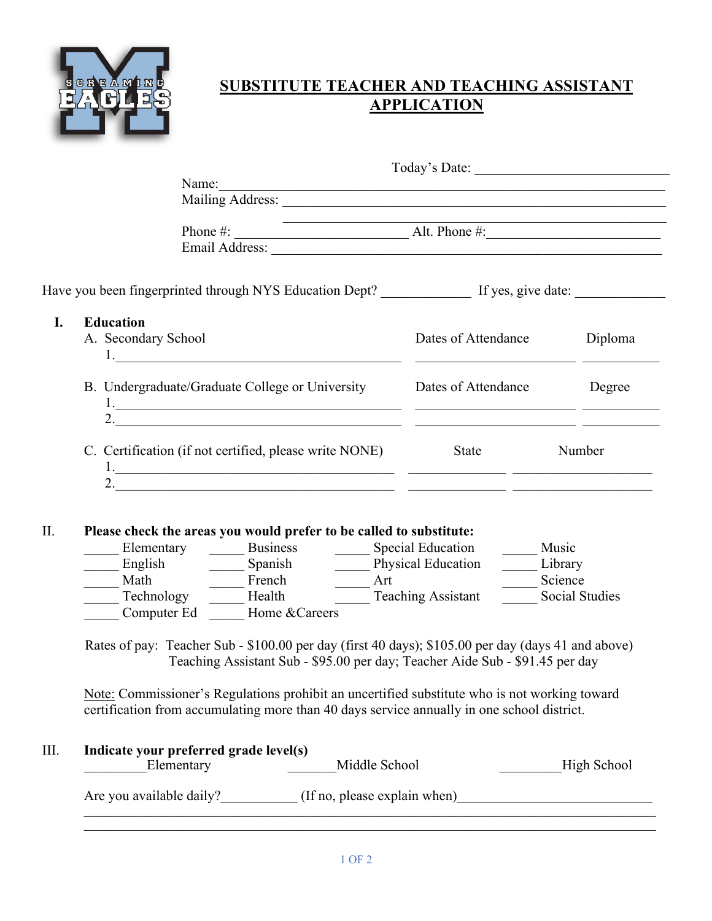# SUBSTITUTE TEACHER AND TEACHING ASSISTANT APPLICATION

Today's Date: ____________________________

Name:____________________________________________________________

Mailing Address: ____________________________________________________

____________________________________________________

Phone #: ________________________ Alt. Phone #:________________________

Email Address: ______________________________________________________

Have you been fingerprinted through NYS Education Dept? ____________ If yes, give date: ____________

## I. Education

A. Secondary School

| Secondary School | Dates of Attendance | Diploma |
|---|---|---|
| 1.______________________________ | ______________ | __________ |

B. Undergraduate/Graduate College or University

| Undergraduate/Graduate College or University | Dates of Attendance | Degree |
|---|---|---|
| 1.______________________________ | ______________ | __________ |
| 2.______________________________ | ______________ | __________ |

C. Certification (if not certified, please write NONE)

| Certification (if not certified, please write NONE) | State | Number |
|---|---|---|
| 1.______________________________ | __________ | ______________ |
| 2.______________________________ | __________ | ______________ |

## II. Please check the areas you would prefer to be called to substitute:

| | | | |
|---|---|---|---|
| _____ Elementary | _____ Business | _____ Special Education | _____ Music |
| _____ English | _____ Spanish | _____ Physical Education | _____ Library |
| _____ Math | _____ French | _____ Art | _____ Science |
| _____ Technology | _____ Health | _____ Teaching Assistant | _____ Social Studies |
| _____ Computer Ed | _____ Home &Careers | | |

Rates of pay: Teacher Sub - $100.00 per day (first 40 days); $105.00 per day (days 41 and above)
Teaching Assistant Sub - $95.00 per day; Teacher Aide Sub - $91.45 per day

Note: Commissioner's Regulations prohibit an uncertified substitute who is not working toward certification from accumulating more than 40 days service annually in one school district.

## III. Indicate your preferred grade level(s)

_________Elementary _______Middle School _________High School

Are you available daily?___________ (If no, please explain when)___________________________

______________________________________________________________________________

______________________________________________________________________________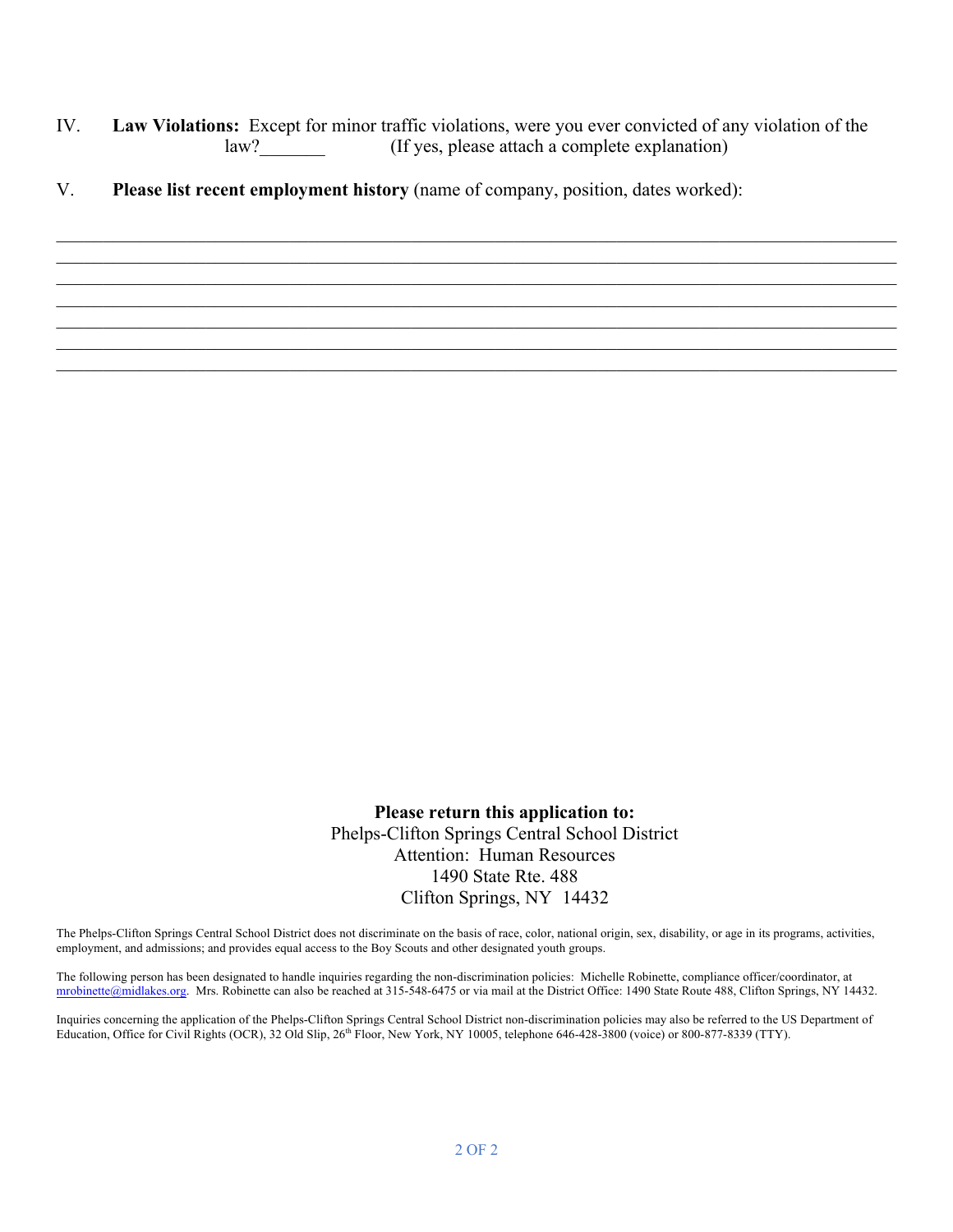IV. **Law Violations:** Except for minor traffic violations, were you ever convicted of any violation of the law?_______ (If yes, please attach a complete explanation)

V. **Please list recent employment history** (name of company, position, dates worked):

_______________________________________________________________________________________
_______________________________________________________________________________________
_______________________________________________________________________________________
_______________________________________________________________________________________
_______________________________________________________________________________________
_______________________________________________________________________________________
_______________________________________________________________________________________

**Please return this application to:**
Phelps-Clifton Springs Central School District
Attention: Human Resources
1490 State Rte. 488
Clifton Springs, NY 14432

The Phelps-Clifton Springs Central School District does not discriminate on the basis of race, color, national origin, sex, disability, or age in its programs, activities, employment, and admissions; and provides equal access to the Boy Scouts and other designated youth groups.

The following person has been designated to handle inquiries regarding the non-discrimination policies: Michelle Robinette, compliance officer/coordinator, at mrobinette@midlakes.org. Mrs. Robinette can also be reached at 315-548-6475 or via mail at the District Office: 1490 State Route 488, Clifton Springs, NY 14432.

Inquiries concerning the application of the Phelps-Clifton Springs Central School District non-discrimination policies may also be referred to the US Department of Education, Office for Civil Rights (OCR), 32 Old Slip, 26th Floor, New York, NY 10005, telephone 646-428-3800 (voice) or 800-877-8339 (TTY).